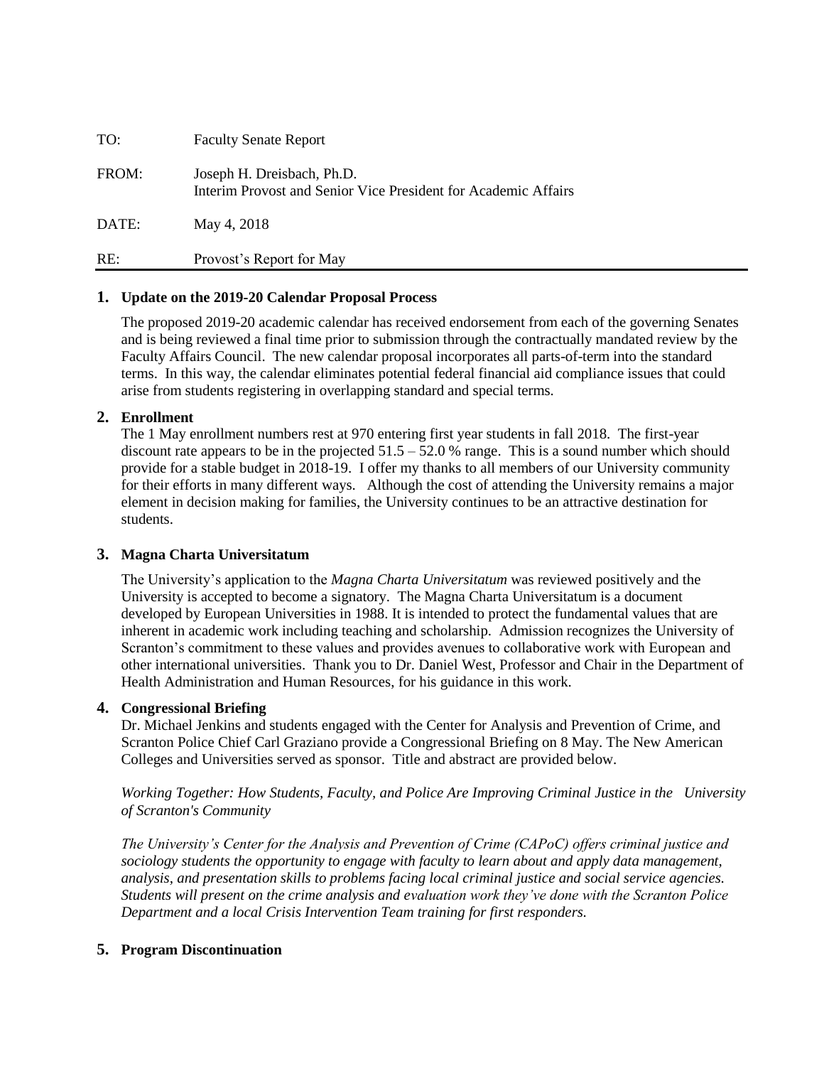TO: Faculty Senate Report

FROM: Joseph H. Dreisbach, Ph.D.
Interim Provost and Senior Vice President for Academic Affairs

DATE: May 4, 2018

RE: Provost's Report for May

---

## 1. Update on the 2019-20 Calendar Proposal Process

The proposed 2019-20 academic calendar has received endorsement from each of the governing Senates and is being reviewed a final time prior to submission through the contractually mandated review by the Faculty Affairs Council. The new calendar proposal incorporates all parts-of-term into the standard terms. In this way, the calendar eliminates potential federal financial aid compliance issues that could arise from students registering in overlapping standard and special terms.

## 2. Enrollment

The 1 May enrollment numbers rest at 970 entering first year students in fall 2018. The first-year discount rate appears to be in the projected 51.5 – 52.0 % range. This is a sound number which should provide for a stable budget in 2018-19. I offer my thanks to all members of our University community for their efforts in many different ways. Although the cost of attending the University remains a major element in decision making for families, the University continues to be an attractive destination for students.

## 3. Magna Charta Universitatum

The University's application to the *Magna Charta Universitatum* was reviewed positively and the University is accepted to become a signatory. The Magna Charta Universitatum is a document developed by European Universities in 1988. It is intended to protect the fundamental values that are inherent in academic work including teaching and scholarship. Admission recognizes the University of Scranton's commitment to these values and provides avenues to collaborative work with European and other international universities. Thank you to Dr. Daniel West, Professor and Chair in the Department of Health Administration and Human Resources, for his guidance in this work.

## 4. Congressional Briefing

Dr. Michael Jenkins and students engaged with the Center for Analysis and Prevention of Crime, and Scranton Police Chief Carl Graziano provide a Congressional Briefing on 8 May. The New American Colleges and Universities served as sponsor. Title and abstract are provided below.

*Working Together: How Students, Faculty, and Police Are Improving Criminal Justice in the University of Scranton's Community*

*The University's Center for the Analysis and Prevention of Crime (CAPoC) offers criminal justice and sociology students the opportunity to engage with faculty to learn about and apply data management, analysis, and presentation skills to problems facing local criminal justice and social service agencies. Students will present on the crime analysis and evaluation work they've done with the Scranton Police Department and a local Crisis Intervention Team training for first responders.*

## 5. Program Discontinuation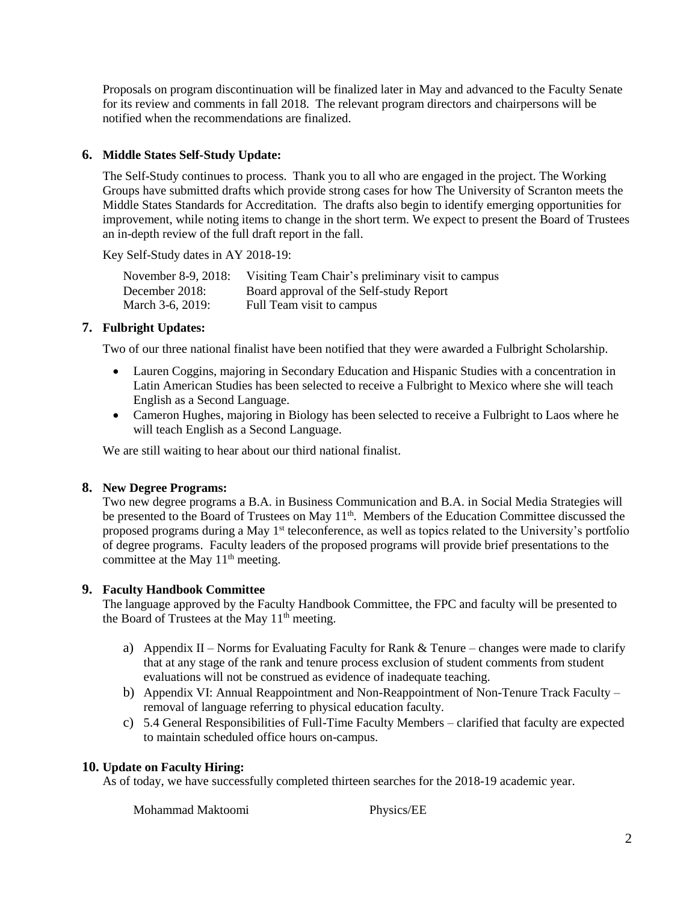Proposals on program discontinuation will be finalized later in May and advanced to the Faculty Senate for its review and comments in fall 2018. The relevant program directors and chairpersons will be notified when the recommendations are finalized.

## 6. Middle States Self-Study Update:

The Self-Study continues to process. Thank you to all who are engaged in the project. The Working Groups have submitted drafts which provide strong cases for how The University of Scranton meets the Middle States Standards for Accreditation. The drafts also begin to identify emerging opportunities for improvement, while noting items to change in the short term. We expect to present the Board of Trustees an in-depth review of the full draft report in the fall.

Key Self-Study dates in AY 2018-19:

| | |
|---|---|
| November 8-9, 2018: | Visiting Team Chair's preliminary visit to campus |
| December 2018: | Board approval of the Self-study Report |
| March 3-6, 2019: | Full Team visit to campus |

## 7. Fulbright Updates:

Two of our three national finalist have been notified that they were awarded a Fulbright Scholarship.

- Lauren Coggins, majoring in Secondary Education and Hispanic Studies with a concentration in Latin American Studies has been selected to receive a Fulbright to Mexico where she will teach English as a Second Language.
- Cameron Hughes, majoring in Biology has been selected to receive a Fulbright to Laos where he will teach English as a Second Language.

We are still waiting to hear about our third national finalist.

## 8. New Degree Programs:

Two new degree programs a B.A. in Business Communication and B.A. in Social Media Strategies will be presented to the Board of Trustees on May 11th. Members of the Education Committee discussed the proposed programs during a May 1st teleconference, as well as topics related to the University's portfolio of degree programs. Faculty leaders of the proposed programs will provide brief presentations to the committee at the May 11th meeting.

## 9. Faculty Handbook Committee

The language approved by the Faculty Handbook Committee, the FPC and faculty will be presented to the Board of Trustees at the May 11th meeting.

a) Appendix II – Norms for Evaluating Faculty for Rank & Tenure – changes were made to clarify that at any stage of the rank and tenure process exclusion of student comments from student evaluations will not be construed as evidence of inadequate teaching.
b) Appendix VI: Annual Reappointment and Non-Reappointment of Non-Tenure Track Faculty – removal of language referring to physical education faculty.
c) 5.4 General Responsibilities of Full-Time Faculty Members – clarified that faculty are expected to maintain scheduled office hours on-campus.

## 10. Update on Faculty Hiring:

As of today, we have successfully completed thirteen searches for the 2018-19 academic year.

| | |
|---|---|
| Mohammad Maktoomi | Physics/EE |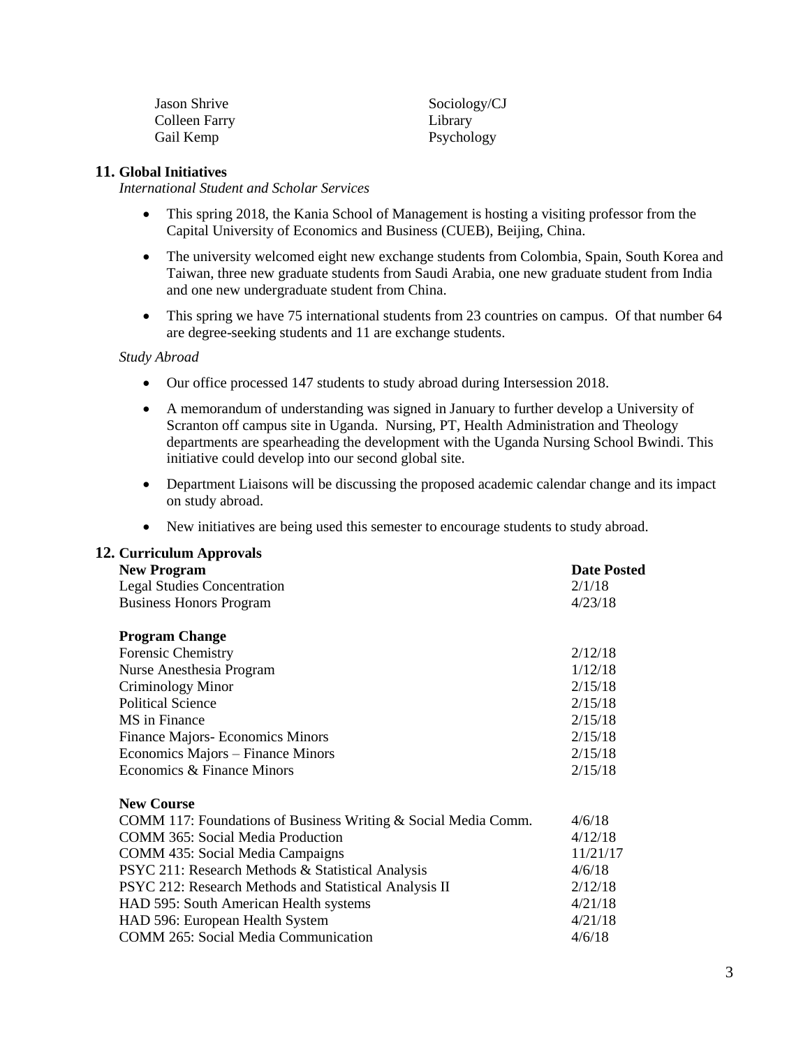| | |
|---|---|
| Jason Shrive | Sociology/CJ |
| Colleen Farry | Library |
| Gail Kemp | Psychology |

## 11. Global Initiatives

*International Student and Scholar Services*

- This spring 2018, the Kania School of Management is hosting a visiting professor from the Capital University of Economics and Business (CUEB), Beijing, China.
- The university welcomed eight new exchange students from Colombia, Spain, South Korea and Taiwan, three new graduate students from Saudi Arabia, one new graduate student from India and one new undergraduate student from China.
- This spring we have 75 international students from 23 countries on campus. Of that number 64 are degree-seeking students and 11 are exchange students.

*Study Abroad*

- Our office processed 147 students to study abroad during Intersession 2018.
- A memorandum of understanding was signed in January to further develop a University of Scranton off campus site in Uganda. Nursing, PT, Health Administration and Theology departments are spearheading the development with the Uganda Nursing School Bwindi. This initiative could develop into our second global site.
- Department Liaisons will be discussing the proposed academic calendar change and its impact on study abroad.
- New initiatives are being used this semester to encourage students to study abroad.

## 12. Curriculum Approvals

| **New Program** | **Date Posted** |
|---|---|
| Legal Studies Concentration | 2/1/18 |
| Business Honors Program | 4/23/18 |
| | |
| **Program Change** | |
| Forensic Chemistry | 2/12/18 |
| Nurse Anesthesia Program | 1/12/18 |
| Criminology Minor | 2/15/18 |
| Political Science | 2/15/18 |
| MS in Finance | 2/15/18 |
| Finance Majors- Economics Minors | 2/15/18 |
| Economics Majors – Finance Minors | 2/15/18 |
| Economics & Finance Minors | 2/15/18 |
| | |
| **New Course** | |
| COMM 117: Foundations of Business Writing & Social Media Comm. | 4/6/18 |
| COMM 365: Social Media Production | 4/12/18 |
| COMM 435: Social Media Campaigns | 11/21/17 |
| PSYC 211: Research Methods & Statistical Analysis | 4/6/18 |
| PSYC 212: Research Methods and Statistical Analysis II | 2/12/18 |
| HAD 595: South American Health systems | 4/21/18 |
| HAD 596: European Health System | 4/21/18 |
| COMM 265: Social Media Communication | 4/6/18 |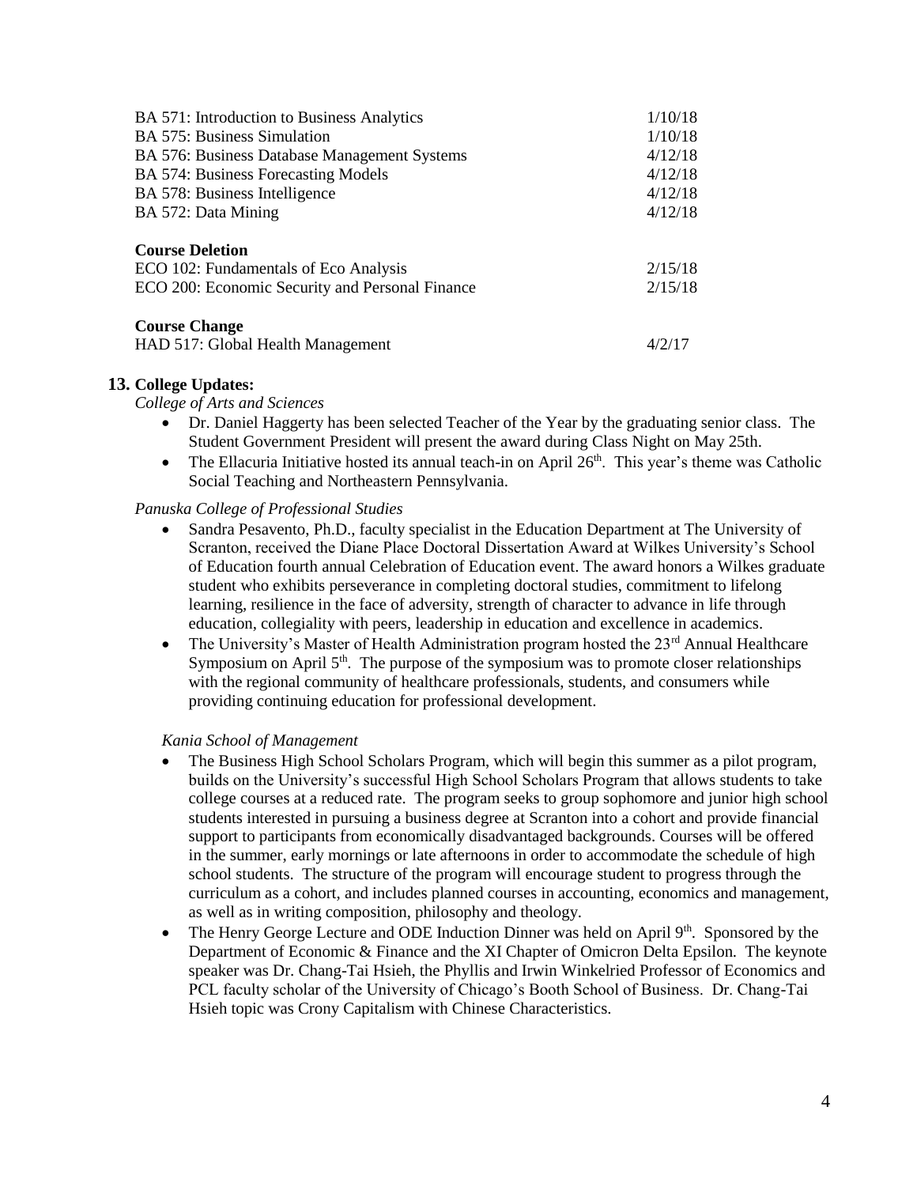| | |
|---|---|
| BA 571: Introduction to Business Analytics | 1/10/18 |
| BA 575: Business Simulation | 1/10/18 |
| BA 576: Business Database Management Systems | 4/12/18 |
| BA 574: Business Forecasting Models | 4/12/18 |
| BA 578: Business Intelligence | 4/12/18 |
| BA 572: Data Mining | 4/12/18 |

**Course Deletion**

| | |
|---|---|
| ECO 102: Fundamentals of Eco Analysis | 2/15/18 |
| ECO 200: Economic Security and Personal Finance | 2/15/18 |

**Course Change**

| | |
|---|---|
| HAD 517: Global Health Management | 4/2/17 |

**13. College Updates:**

*College of Arts and Sciences*

- Dr. Daniel Haggerty has been selected Teacher of the Year by the graduating senior class. The Student Government President will present the award during Class Night on May 25th.
- The Ellacuria Initiative hosted its annual teach-in on April 26th. This year's theme was Catholic Social Teaching and Northeastern Pennsylvania.

*Panuska College of Professional Studies*

- Sandra Pesavento, Ph.D., faculty specialist in the Education Department at The University of Scranton, received the Diane Place Doctoral Dissertation Award at Wilkes University's School of Education fourth annual Celebration of Education event. The award honors a Wilkes graduate student who exhibits perseverance in completing doctoral studies, commitment to lifelong learning, resilience in the face of adversity, strength of character to advance in life through education, collegiality with peers, leadership in education and excellence in academics.
- The University's Master of Health Administration program hosted the 23rd Annual Healthcare Symposium on April 5th. The purpose of the symposium was to promote closer relationships with the regional community of healthcare professionals, students, and consumers while providing continuing education for professional development.

*Kania School of Management*

- The Business High School Scholars Program, which will begin this summer as a pilot program, builds on the University's successful High School Scholars Program that allows students to take college courses at a reduced rate. The program seeks to group sophomore and junior high school students interested in pursuing a business degree at Scranton into a cohort and provide financial support to participants from economically disadvantaged backgrounds. Courses will be offered in the summer, early mornings or late afternoons in order to accommodate the schedule of high school students. The structure of the program will encourage student to progress through the curriculum as a cohort, and includes planned courses in accounting, economics and management, as well as in writing composition, philosophy and theology.
- The Henry George Lecture and ODE Induction Dinner was held on April 9th. Sponsored by the Department of Economic & Finance and the XI Chapter of Omicron Delta Epsilon. The keynote speaker was Dr. Chang-Tai Hsieh, the Phyllis and Irwin Winkelried Professor of Economics and PCL faculty scholar of the University of Chicago's Booth School of Business. Dr. Chang-Tai Hsieh topic was Crony Capitalism with Chinese Characteristics.